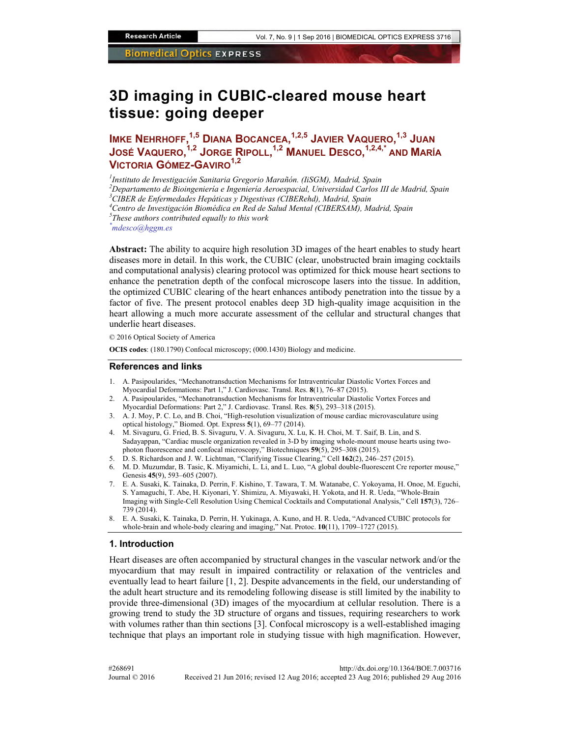# 3D imaging in CUBIC-cleared mouse heart tissue: going deeper

**IMKE NEHRHOFF,[1,5] DIANA BOCANCEA,[1,2,5] JAVIER VAQUERO,[1,3] JUAN JOSÉ VAQUERO,[1,2] JORGE RIPOLL,[1,2] MANUEL DESCO,[1,2,4,*] AND MARÍA VICTORIA GÓMEZ-GAVIRO[1,2]**

[1] *Instituto de Investigación Sanitaria Gregorio Marañón. (IiSGM), Madrid, Spain*
[2] *Departamento de Bioingeniería e Ingeniería Aeroespacial, Universidad Carlos III de Madrid, Spain*
[3] *CIBER de Enfermedades Hepáticas y Digestivas (CIBERehd), Madrid, Spain*
[4] *Centro de Investigación Biomédica en Red de Salud Mental (CIBERSAM), Madrid, Spain*
[5] *These authors contributed equally to this work*
[*] *mdesco@hggm.es*

**Abstract:** The ability to acquire high resolution 3D images of the heart enables to study heart diseases more in detail. In this work, the CUBIC (clear, unobstructed brain imaging cocktails and computational analysis) clearing protocol was optimized for thick mouse heart sections to enhance the penetration depth of the confocal microscope lasers into the tissue. In addition, the optimized CUBIC clearing of the heart enhances antibody penetration into the tissue by a factor of five. The present protocol enables deep 3D high-quality image acquisition in the heart allowing a much more accurate assessment of the cellular and structural changes that underlie heart diseases.

© 2016 Optical Society of America

**OCIS codes**: (180.1790) Confocal microscopy; (000.1430) Biology and medicine.

## References and links

1. A. Pasipoularides, "Mechanotransduction Mechanisms for Intraventricular Diastolic Vortex Forces and Myocardial Deformations: Part 1," J. Cardiovasc. Transl. Res. **8**(1), 76–87 (2015).
2. A. Pasipoularides, "Mechanotransduction Mechanisms for Intraventricular Diastolic Vortex Forces and Myocardial Deformations: Part 2," J. Cardiovasc. Transl. Res. **8**(5), 293–318 (2015).
3. A. J. Moy, P. C. Lo, and B. Choi, "High-resolution visualization of mouse cardiac microvasculature using optical histology," Biomed. Opt. Express **5**(1), 69–77 (2014).
4. M. Sivaguru, G. Fried, B. S. Sivaguru, V. A. Sivaguru, X. Lu, K. H. Choi, M. T. Saif, B. Lin, and S. Sadayappan, "Cardiac muscle organization revealed in 3-D by imaging whole-mount mouse hearts using two-photon fluorescence and confocal microscopy," Biotechniques **59**(5), 295–308 (2015).
5. D. S. Richardson and J. W. Lichtman, "Clarifying Tissue Clearing," Cell **162**(2), 246–257 (2015).
6. M. D. Muzumdar, B. Tasic, K. Miyamichi, L. Li, and L. Luo, "A global double-fluorescent Cre reporter mouse," Genesis **45**(9), 593–605 (2007).
7. E. A. Susaki, K. Tainaka, D. Perrin, F. Kishino, T. Tawara, T. M. Watanabe, C. Yokoyama, H. Onoe, M. Eguchi, S. Yamaguchi, T. Abe, H. Kiyonari, Y. Shimizu, A. Miyawaki, H. Yokota, and H. R. Ueda, "Whole-Brain Imaging with Single-Cell Resolution Using Chemical Cocktails and Computational Analysis," Cell **157**(3), 726–739 (2014).
8. E. A. Susaki, K. Tainaka, D. Perrin, H. Yukinaga, A. Kuno, and H. R. Ueda, "Advanced CUBIC protocols for whole-brain and whole-body clearing and imaging," Nat. Protoc. **10**(11), 1709–1727 (2015).

## 1. Introduction

Heart diseases are often accompanied by structural changes in the vascular network and/or the myocardium that may result in impaired contractility or relaxation of the ventricles and eventually lead to heart failure [1, 2]. Despite advancements in the field, our understanding of the adult heart structure and its remodeling following disease is still limited by the inability to provide three-dimensional (3D) images of the myocardium at cellular resolution. There is a growing trend to study the 3D structure of organs and tissues, requiring researchers to work with volumes rather than thin sections [3]. Confocal microscopy is a well-established imaging technique that plays an important role in studying tissue with high magnification. However,

#268691 http://dx.doi.org/10.1364/BOE.7.003716
Journal © 2016 Received 21 Jun 2016; revised 12 Aug 2016; accepted 23 Aug 2016; published 29 Aug 2016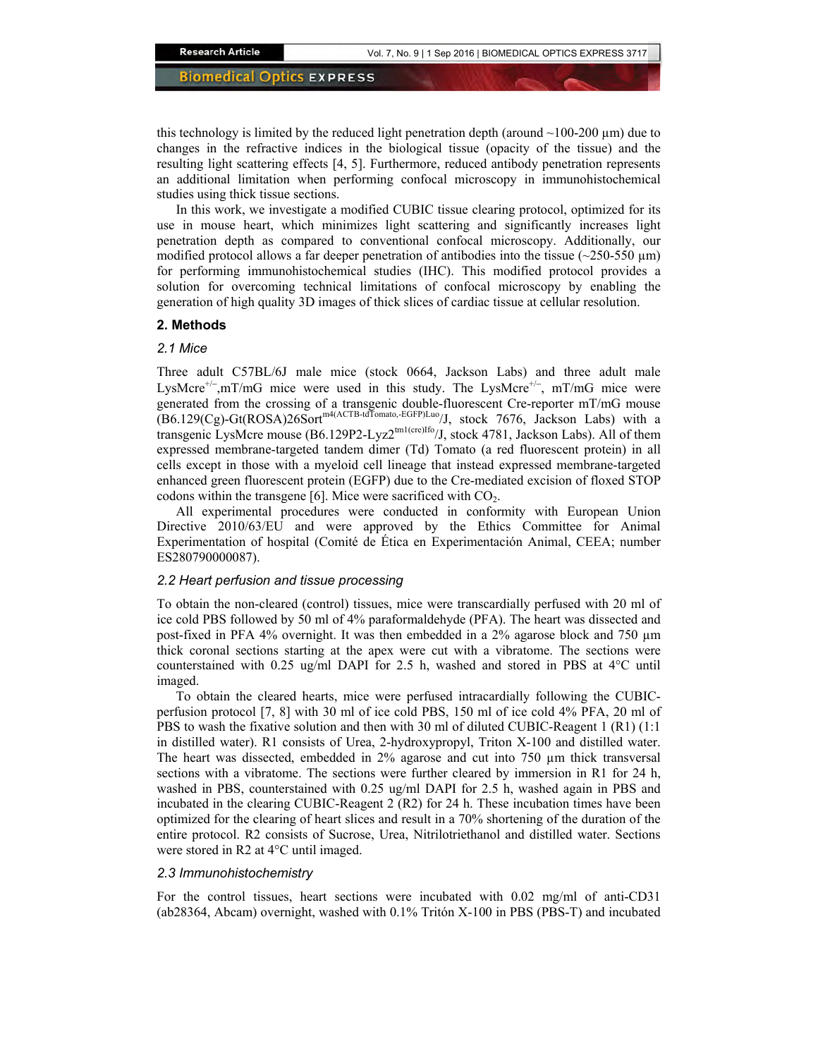this technology is limited by the reduced light penetration depth (around ~100-200 µm) due to changes in the refractive indices in the biological tissue (opacity of the tissue) and the resulting light scattering effects [4, 5]. Furthermore, reduced antibody penetration represents an additional limitation when performing confocal microscopy in immunohistochemical studies using thick tissue sections.

In this work, we investigate a modified CUBIC tissue clearing protocol, optimized for its use in mouse heart, which minimizes light scattering and significantly increases light penetration depth as compared to conventional confocal microscopy. Additionally, our modified protocol allows a far deeper penetration of antibodies into the tissue (~250-550 µm) for performing immunohistochemical studies (IHC). This modified protocol provides a solution for overcoming technical limitations of confocal microscopy by enabling the generation of high quality 3D images of thick slices of cardiac tissue at cellular resolution.

## 2. Methods

### *2.1 Mice*

Three adult C57BL/6J male mice (stock 0664, Jackson Labs) and three adult male LysMcre$^{+/-}$,mT/mG mice were used in this study. The LysMcre$^{+/-}$, mT/mG mice were generated from the crossing of a transgenic double-fluorescent Cre-reporter mT/mG mouse (B6.129(Cg)-Gt(ROSA)26Sort$^{m4(ACTB\text{-}tdTomato,\text{-}EGFP)Luo}$/J, stock 7676, Jackson Labs) with a transgenic LysMcre mouse (B6.129P2-Lyz2$^{tm1(cre)Ifo}$/J, stock 4781, Jackson Labs). All of them expressed membrane-targeted tandem dimer (Td) Tomato (a red fluorescent protein) in all cells except in those with a myeloid cell lineage that instead expressed membrane-targeted enhanced green fluorescent protein (EGFP) due to the Cre-mediated excision of floxed STOP codons within the transgene [6]. Mice were sacrificed with $CO_2$.

All experimental procedures were conducted in conformity with European Union Directive 2010/63/EU and were approved by the Ethics Committee for Animal Experimentation of hospital (Comité de Ética en Experimentación Animal, CEEA; number ES280790000087).

### *2.2 Heart perfusion and tissue processing*

To obtain the non-cleared (control) tissues, mice were transcardially perfused with 20 ml of ice cold PBS followed by 50 ml of 4% paraformaldehyde (PFA). The heart was dissected and post-fixed in PFA 4% overnight. It was then embedded in a 2% agarose block and 750 µm thick coronal sections starting at the apex were cut with a vibratome. The sections were counterstained with 0.25 ug/ml DAPI for 2.5 h, washed and stored in PBS at 4°C until imaged.

To obtain the cleared hearts, mice were perfused intracardially following the CUBIC-perfusion protocol [7, 8] with 30 ml of ice cold PBS, 150 ml of ice cold 4% PFA, 20 ml of PBS to wash the fixative solution and then with 30 ml of diluted CUBIC-Reagent 1 (R1) (1:1 in distilled water). R1 consists of Urea, 2-hydroxypropyl, Triton X-100 and distilled water. The heart was dissected, embedded in 2% agarose and cut into 750 µm thick transversal sections with a vibratome. The sections were further cleared by immersion in R1 for 24 h, washed in PBS, counterstained with 0.25 ug/ml DAPI for 2.5 h, washed again in PBS and incubated in the clearing CUBIC-Reagent 2 (R2) for 24 h. These incubation times have been optimized for the clearing of heart slices and result in a 70% shortening of the duration of the entire protocol. R2 consists of Sucrose, Urea, Nitrilotriethanol and distilled water. Sections were stored in R2 at 4°C until imaged.

### *2.3 Immunohistochemistry*

For the control tissues, heart sections were incubated with 0.02 mg/ml of anti-CD31 (ab28364, Abcam) overnight, washed with 0.1% Tritón X-100 in PBS (PBS-T) and incubated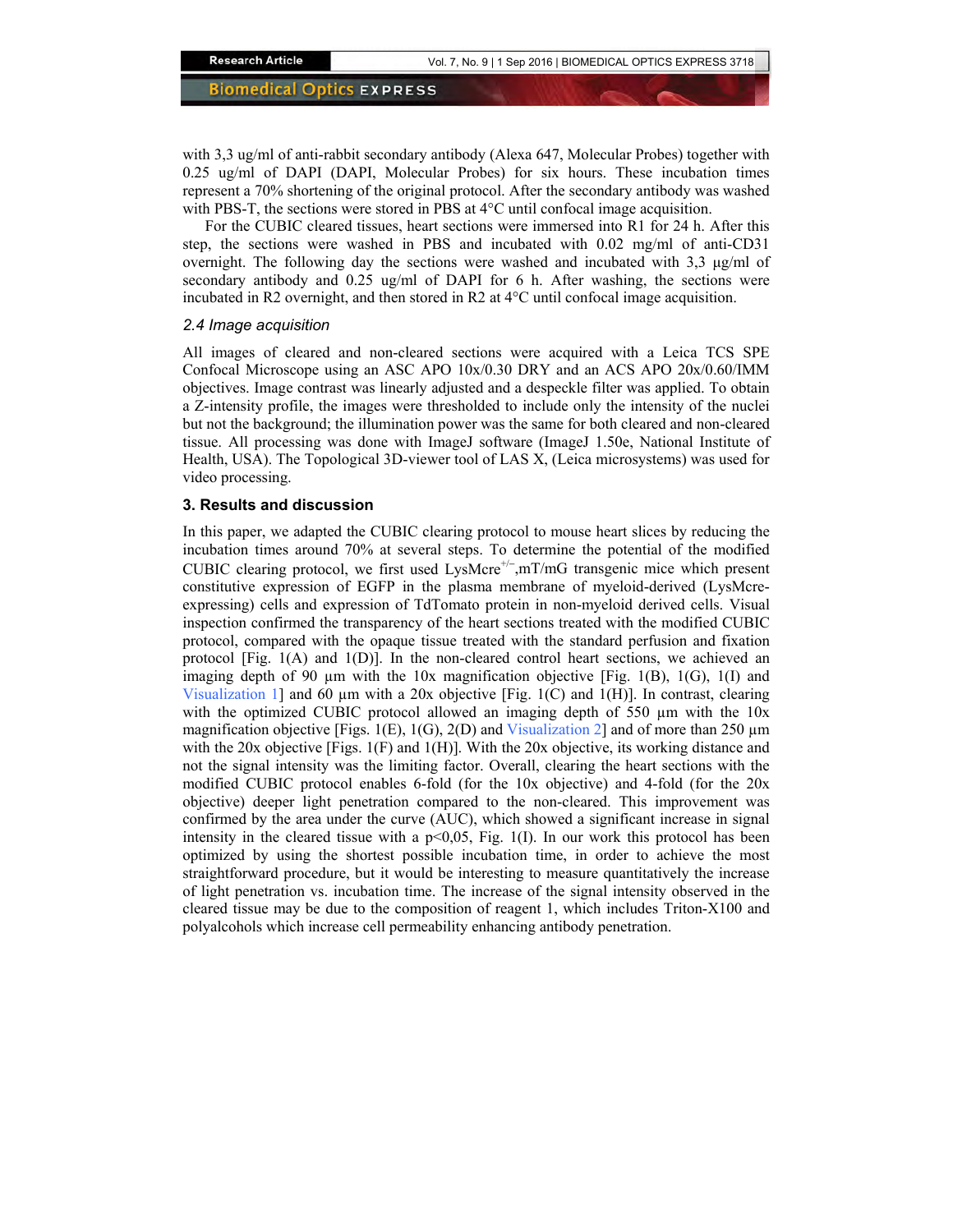with 3,3 ug/ml of anti-rabbit secondary antibody (Alexa 647, Molecular Probes) together with 0.25 ug/ml of DAPI (DAPI, Molecular Probes) for six hours. These incubation times represent a 70% shortening of the original protocol. After the secondary antibody was washed with PBS-T, the sections were stored in PBS at 4°C until confocal image acquisition.

For the CUBIC cleared tissues, heart sections were immersed into R1 for 24 h. After this step, the sections were washed in PBS and incubated with 0.02 mg/ml of anti-CD31 overnight. The following day the sections were washed and incubated with 3,3 µg/ml of secondary antibody and 0.25 ug/ml of DAPI for 6 h. After washing, the sections were incubated in R2 overnight, and then stored in R2 at 4°C until confocal image acquisition.

### *2.4 Image acquisition*

All images of cleared and non-cleared sections were acquired with a Leica TCS SPE Confocal Microscope using an ASC APO 10x/0.30 DRY and an ACS APO 20x/0.60/IMM objectives. Image contrast was linearly adjusted and a despeckle filter was applied. To obtain a Z-intensity profile, the images were thresholded to include only the intensity of the nuclei but not the background; the illumination power was the same for both cleared and non-cleared tissue. All processing was done with ImageJ software (ImageJ 1.50e, National Institute of Health, USA). The Topological 3D-viewer tool of LAS X, (Leica microsystems) was used for video processing.

## 3. Results and discussion

In this paper, we adapted the CUBIC clearing protocol to mouse heart slices by reducing the incubation times around 70% at several steps. To determine the potential of the modified CUBIC clearing protocol, we first used LysMcre$^{+/-}$,mT/mG transgenic mice which present constitutive expression of EGFP in the plasma membrane of myeloid-derived (LysMcre-expressing) cells and expression of TdTomato protein in non-myeloid derived cells. Visual inspection confirmed the transparency of the heart sections treated with the modified CUBIC protocol, compared with the opaque tissue treated with the standard perfusion and fixation protocol [Fig. 1(A) and 1(D)]. In the non-cleared control heart sections, we achieved an imaging depth of 90 µm with the 10x magnification objective [Fig. 1(B), 1(G), 1(I) and Visualization 1] and 60 µm with a 20x objective [Fig. 1(C) and 1(H)]. In contrast, clearing with the optimized CUBIC protocol allowed an imaging depth of 550 µm with the 10x magnification objective [Figs. 1(E), 1(G), 2(D) and Visualization 2] and of more than 250 µm with the 20x objective [Figs. 1(F) and 1(H)]. With the 20x objective, its working distance and not the signal intensity was the limiting factor. Overall, clearing the heart sections with the modified CUBIC protocol enables 6-fold (for the 10x objective) and 4-fold (for the 20x objective) deeper light penetration compared to the non-cleared. This improvement was confirmed by the area under the curve (AUC), which showed a significant increase in signal intensity in the cleared tissue with a $p<0,05$, Fig. 1(I). In our work this protocol has been optimized by using the shortest possible incubation time, in order to achieve the most straightforward procedure, but it would be interesting to measure quantitatively the increase of light penetration vs. incubation time. The increase of the signal intensity observed in the cleared tissue may be due to the composition of reagent 1, which includes Triton-X100 and polyalcohols which increase cell permeability enhancing antibody penetration.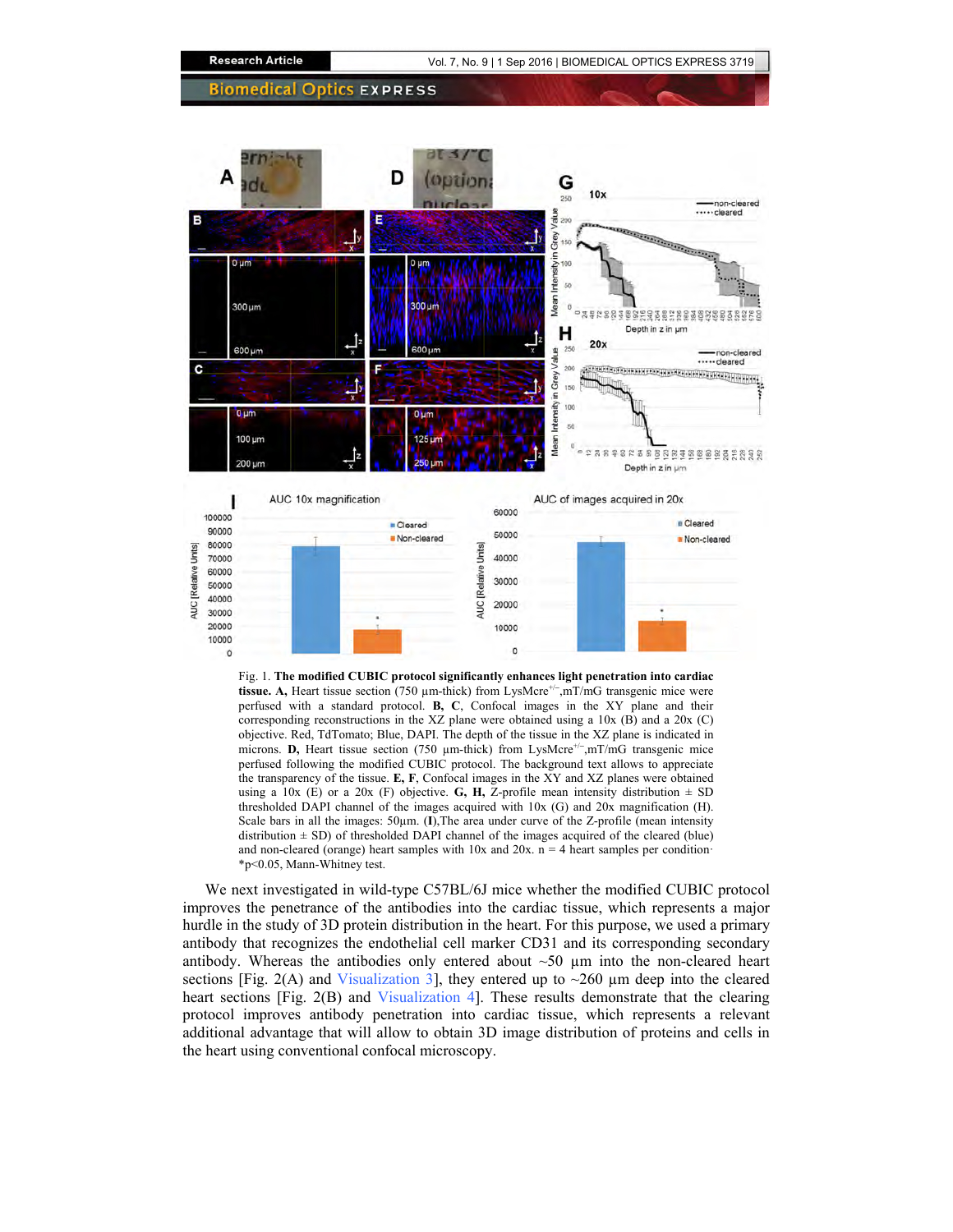Fig. 1. **The modified CUBIC protocol significantly enhances light penetration into cardiac tissue. A,** Heart tissue section (750 μm-thick) from LysMcre[+/−],mT/mG transgenic mice were perfused with a standard protocol. **B, C,** Confocal images in the XY plane and their corresponding reconstructions in the XZ plane were obtained using a 10x (B) and a 20x (C) objective. Red, TdTomato; Blue, DAPI. The depth of the tissue in the XZ plane is indicated in microns. **D,** Heart tissue section (750 μm-thick) from LysMcre[+/−],mT/mG transgenic mice perfused following the modified CUBIC protocol. The background text allows to appreciate the transparency of the tissue. **E, F,** Confocal images in the XY and XZ planes were obtained using a 10x (E) or a 20x (F) objective. **G, H,** Z-profile mean intensity distribution ± SD thresholded DAPI channel of the images acquired with 10x (G) and 20x magnification (H). Scale bars in all the images: 50µm. (**I**),The area under curve of the Z-profile (mean intensity distribution ± SD) of thresholded DAPI channel of the images acquired of the cleared (blue) and non-cleared (orange) heart samples with 10x and 20x. n = 4 heart samples per condition· *p<0.05, Mann-Whitney test.

We next investigated in wild-type C57BL/6J mice whether the modified CUBIC protocol improves the penetrance of the antibodies into the cardiac tissue, which represents a major hurdle in the study of 3D protein distribution in the heart. For this purpose, we used a primary antibody that recognizes the endothelial cell marker CD31 and its corresponding secondary antibody. Whereas the antibodies only entered about ~50 µm into the non-cleared heart sections [Fig. 2(A) and Visualization 3], they entered up to ~260 µm deep into the cleared heart sections [Fig. 2(B) and Visualization 4]. These results demonstrate that the clearing protocol improves antibody penetration into cardiac tissue, which represents a relevant additional advantage that will allow to obtain 3D image distribution of proteins and cells in the heart using conventional confocal microscopy.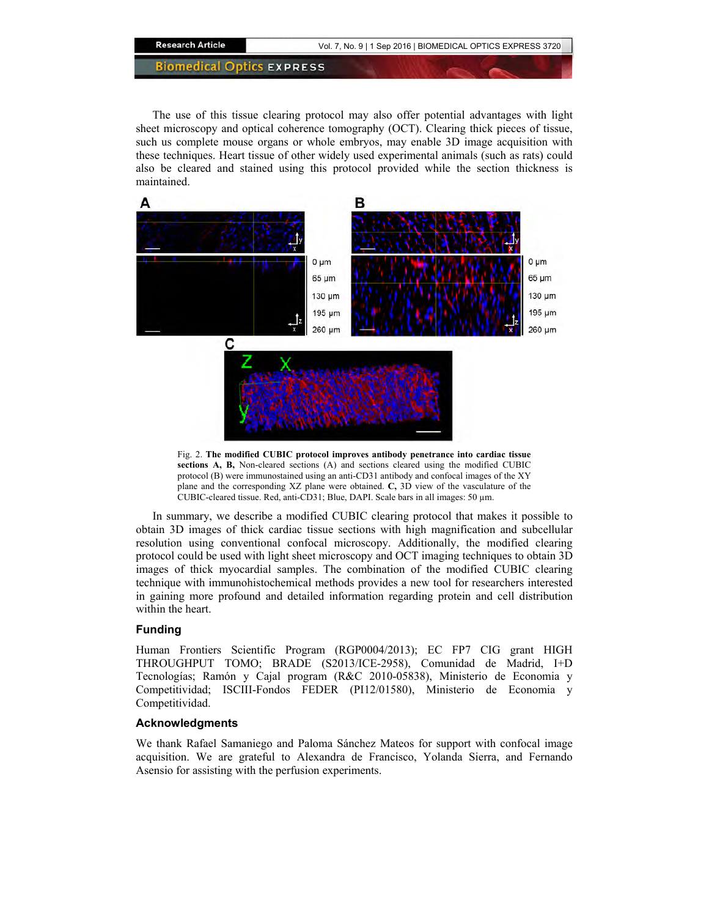The use of this tissue clearing protocol may also offer potential advantages with light sheet microscopy and optical coherence tomography (OCT). Clearing thick pieces of tissue, such us complete mouse organs or whole embryos, may enable 3D image acquisition with these techniques. Heart tissue of other widely used experimental animals (such as rats) could also be cleared and stained using this protocol provided while the section thickness is maintained.

A

B

0 μm
65 μm
130 μm
195 μm
260 μm

0 μm
65 μm
130 μm
195 μm
260 μm

C

Fig. 2. **The modified CUBIC protocol improves antibody penetrance into cardiac tissue sections A, B,** Non-cleared sections (A) and sections cleared using the modified CUBIC protocol (B) were immunostained using an anti-CD31 antibody and confocal images of the XY plane and the corresponding XZ plane were obtained. **C,** 3D view of the vasculature of the CUBIC-cleared tissue. Red, anti-CD31; Blue, DAPI. Scale bars in all images: 50 µm.

In summary, we describe a modified CUBIC clearing protocol that makes it possible to obtain 3D images of thick cardiac tissue sections with high magnification and subcellular resolution using conventional confocal microscopy. Additionally, the modified clearing protocol could be used with light sheet microscopy and OCT imaging techniques to obtain 3D images of thick myocardial samples. The combination of the modified CUBIC clearing technique with immunohistochemical methods provides a new tool for researchers interested in gaining more profound and detailed information regarding protein and cell distribution within the heart.

## Funding

Human Frontiers Scientific Program (RGP0004/2013); EC FP7 CIG grant HIGH THROUGHPUT TOMO; BRADE (S2013/ICE-2958), Comunidad de Madrid, I+D Tecnologías; Ramón y Cajal program (R&C 2010-05838), Ministerio de Economia y Competitividad; ISCIII-Fondos FEDER (PI12/01580), Ministerio de Economia y Competitividad.

## Acknowledgments

We thank Rafael Samaniego and Paloma Sánchez Mateos for support with confocal image acquisition. We are grateful to Alexandra de Francisco, Yolanda Sierra, and Fernando Asensio for assisting with the perfusion experiments.